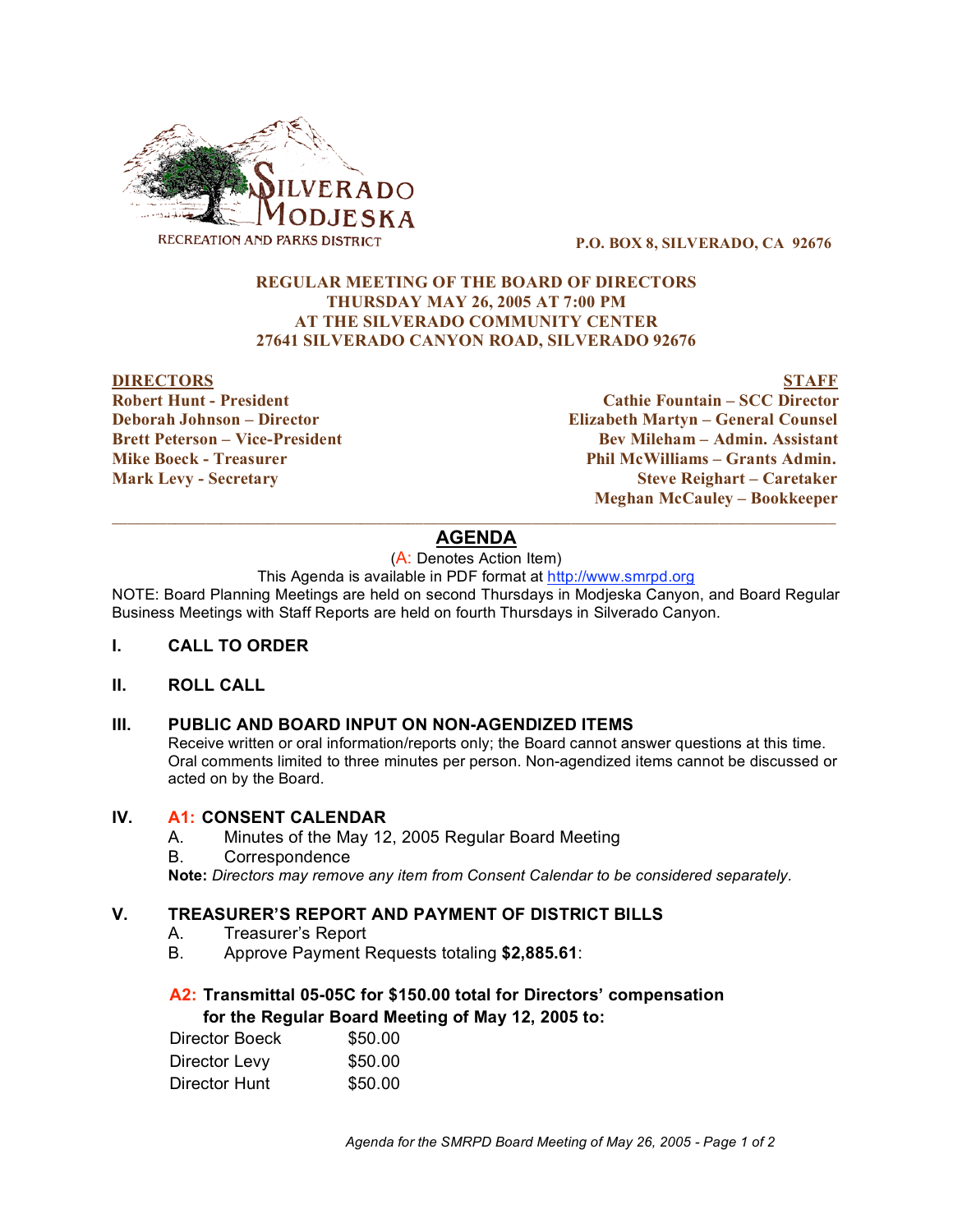SILVERADO MODJESKA
RECREATION AND PARKS DISTRICT

**P.O. BOX 8, SILVERADO, CA 92676**

**REGULAR MEETING OF THE BOARD OF DIRECTORS**
**THURSDAY MAY 26, 2005 AT 7:00 PM**
**AT THE SILVERADO COMMUNITY CENTER**
**27641 SILVERADO CANYON ROAD, SILVERADO 92676**

| DIRECTORS | STAFF |
|---|---|
| Robert Hunt - President | Cathie Fountain – SCC Director |
| Deborah Johnson – Director | Elizabeth Martyn – General Counsel |
| Brett Peterson – Vice-President | Bev Mileham – Admin. Assistant |
| Mike Boeck - Treasurer | Phil McWilliams – Grants Admin. |
| Mark Levy - Secretary | Steve Reighart – Caretaker |
| | Meghan McCauley – Bookkeeper |

## AGENDA

(A: Denotes Action Item)

This Agenda is available in PDF format at http://www.smrpd.org

NOTE: Board Planning Meetings are held on second Thursdays in Modjeska Canyon, and Board Regular Business Meetings with Staff Reports are held on fourth Thursdays in Silverado Canyon.

### I. CALL TO ORDER

### II. ROLL CALL

### III. PUBLIC AND BOARD INPUT ON NON-AGENDIZED ITEMS

Receive written or oral information/reports only; the Board cannot answer questions at this time. Oral comments limited to three minutes per person. Non-agendized items cannot be discussed or acted on by the Board.

### IV. A1: CONSENT CALENDAR

A. Minutes of the May 12, 2005 Regular Board Meeting
B. Correspondence

**Note:** *Directors may remove any item from Consent Calendar to be considered separately.*

### V. TREASURER'S REPORT AND PAYMENT OF DISTRICT BILLS

A. Treasurer's Report
B. Approve Payment Requests totaling **$2,885.61**:

**A2: Transmittal 05-05C for $150.00 total for Directors' compensation for the Regular Board Meeting of May 12, 2005 to:**

| | |
|---|---|
| Director Boeck | $50.00 |
| Director Levy | $50.00 |
| Director Hunt | $50.00 |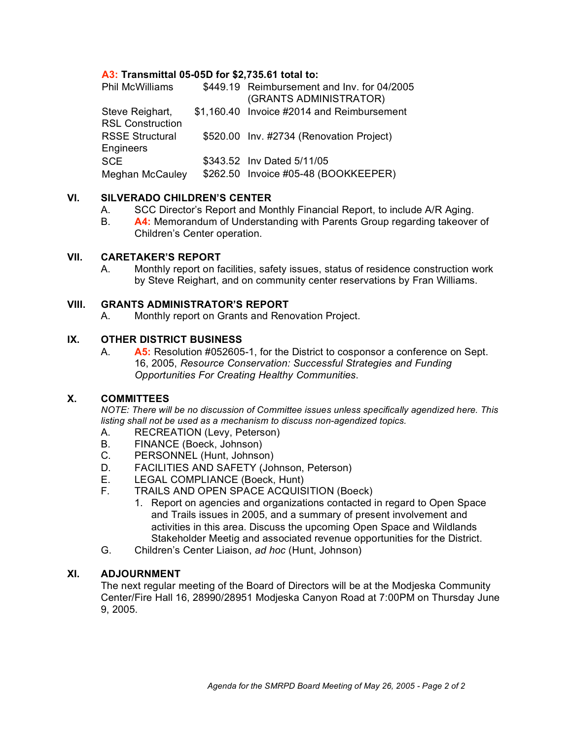**A3: Transmittal 05-05D for $2,735.61 total to:**

| | | |
|---|---|---|
| Phil McWilliams | $449.19 | Reimbursement and Inv. for 04/2005 (GRANTS ADMINISTRATOR) |
| Steve Reighart, RSL Construction | $1,160.40 | Invoice #2014 and Reimbursement |
| RSSE Structural Engineers | $520.00 | Inv. #2734 (Renovation Project) |
| SCE | $343.52 | Inv Dated 5/11/05 |
| Meghan McCauley | $262.50 | Invoice #05-48 (BOOKKEEPER) |

## VI. SILVERADO CHILDREN'S CENTER

A. SCC Director's Report and Monthly Financial Report, to include A/R Aging.

B. **A4:** Memorandum of Understanding with Parents Group regarding takeover of Children's Center operation.

## VII. CARETAKER'S REPORT

A. Monthly report on facilities, safety issues, status of residence construction work by Steve Reighart, and on community center reservations by Fran Williams.

## VIII. GRANTS ADMINISTRATOR'S REPORT

A. Monthly report on Grants and Renovation Project.

## IX. OTHER DISTRICT BUSINESS

A. **A5:** Resolution #052605-1, for the District to cosponsor a conference on Sept. 16, 2005, *Resource Conservation: Successful Strategies and Funding Opportunities For Creating Healthy Communities*.

## X. COMMITTEES

*NOTE: There will be no discussion of Committee issues unless specifically agendized here. This listing shall not be used as a mechanism to discuss non-agendized topics.*

A. RECREATION (Levy, Peterson)

B. FINANCE (Boeck, Johnson)

C. PERSONNEL (Hunt, Johnson)

D. FACILITIES AND SAFETY (Johnson, Peterson)

E. LEGAL COMPLIANCE (Boeck, Hunt)

F. TRAILS AND OPEN SPACE ACQUISITION (Boeck)

1. Report on agencies and organizations contacted in regard to Open Space and Trails issues in 2005, and a summary of present involvement and activities in this area. Discuss the upcoming Open Space and Wildlands Stakeholder Meetig and associated revenue opportunities for the District.

G. Children's Center Liaison, *ad hoc* (Hunt, Johnson)

## XI. ADJOURNMENT

The next regular meeting of the Board of Directors will be at the Modjeska Community Center/Fire Hall 16, 28990/28951 Modjeska Canyon Road at 7:00PM on Thursday June 9, 2005.